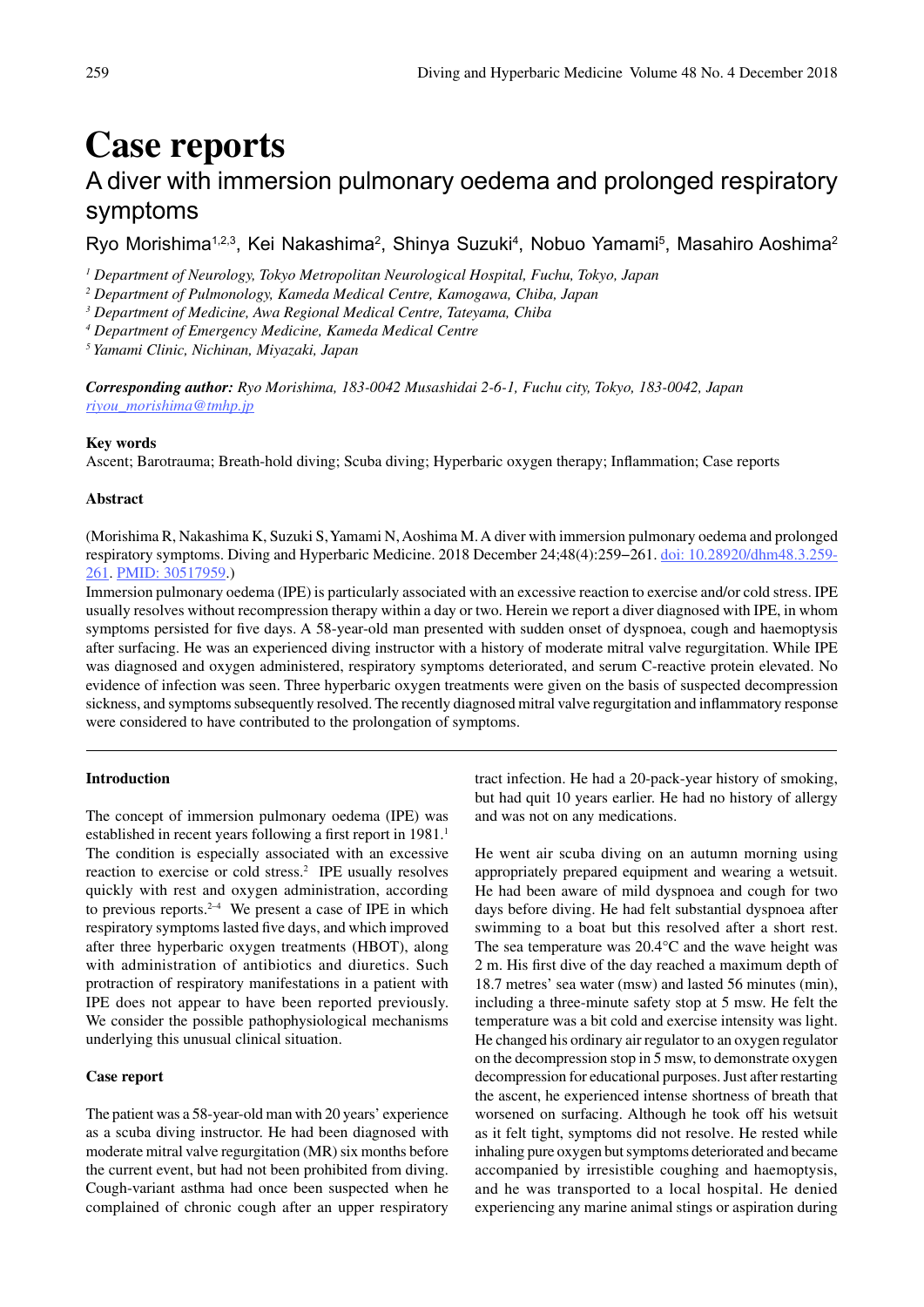# Case reports

## A diver with immersion pulmonary oedema and prolonged respiratory symptoms

Ryo Morishima[1,2,3], Kei Nakashima[2], Shinya Suzuki[4], Nobuo Yamami[5], Masahiro Aoshima[2]

[1] *Department of Neurology, Tokyo Metropolitan Neurological Hospital, Fuchu, Tokyo, Japan*
[2] *Department of Pulmonology, Kameda Medical Centre, Kamogawa, Chiba, Japan*
[3] *Department of Medicine, Awa Regional Medical Centre, Tateyama, Chiba*
[4] *Department of Emergency Medicine, Kameda Medical Centre*
[5] *Yamami Clinic, Nichinan, Miyazaki, Japan*

***Corresponding author:*** *Ryo Morishima, 183-0042 Musashidai 2-6-1, Fuchu city, Tokyo, 183-0042, Japan*
*riyou_morishima@tmhp.jp*

**Key words**

Ascent; Barotrauma; Breath-hold diving; Scuba diving; Hyperbaric oxygen therapy; Inflammation; Case reports

**Abstract**

(Morishima R, Nakashima K, Suzuki S, Yamami N, Aoshima M. A diver with immersion pulmonary oedema and prolonged respiratory symptoms. Diving and Hyperbaric Medicine. 2018 December 24;48(4):259–261. doi: 10.28920/dhm48.3.259-261. PMID: 30517959.)

Immersion pulmonary oedema (IPE) is particularly associated with an excessive reaction to exercise and/or cold stress. IPE usually resolves without recompression therapy within a day or two. Herein we report a diver diagnosed with IPE, in whom symptoms persisted for five days. A 58-year-old man presented with sudden onset of dyspnoea, cough and haemoptysis after surfacing. He was an experienced diving instructor with a history of moderate mitral valve regurgitation. While IPE was diagnosed and oxygen administered, respiratory symptoms deteriorated, and serum C-reactive protein elevated. No evidence of infection was seen. Three hyperbaric oxygen treatments were given on the basis of suspected decompression sickness, and symptoms subsequently resolved. The recently diagnosed mitral valve regurgitation and inflammatory response were considered to have contributed to the prolongation of symptoms.

**Introduction**

The concept of immersion pulmonary oedema (IPE) was established in recent years following a first report in 1981.[1] The condition is especially associated with an excessive reaction to exercise or cold stress.[2] IPE usually resolves quickly with rest and oxygen administration, according to previous reports.[2–4] We present a case of IPE in which respiratory symptoms lasted five days, and which improved after three hyperbaric oxygen treatments (HBOT), along with administration of antibiotics and diuretics. Such protraction of respiratory manifestations in a patient with IPE does not appear to have been reported previously. We consider the possible pathophysiological mechanisms underlying this unusual clinical situation.

**Case report**

The patient was a 58-year-old man with 20 years' experience as a scuba diving instructor. He had been diagnosed with moderate mitral valve regurgitation (MR) six months before the current event, but had not been prohibited from diving. Cough-variant asthma had once been suspected when he complained of chronic cough after an upper respiratory tract infection. He had a 20-pack-year history of smoking, but had quit 10 years earlier. He had no history of allergy and was not on any medications.

He went air scuba diving on an autumn morning using appropriately prepared equipment and wearing a wetsuit. He had been aware of mild dyspnoea and cough for two days before diving. He had felt substantial dyspnoea after swimming to a boat but this resolved after a short rest. The sea temperature was 20.4°C and the wave height was 2 m. His first dive of the day reached a maximum depth of 18.7 metres' sea water (msw) and lasted 56 minutes (min), including a three-minute safety stop at 5 msw. He felt the temperature was a bit cold and exercise intensity was light. He changed his ordinary air regulator to an oxygen regulator on the decompression stop in 5 msw, to demonstrate oxygen decompression for educational purposes. Just after restarting the ascent, he experienced intense shortness of breath that worsened on surfacing. Although he took off his wetsuit as it felt tight, symptoms did not resolve. He rested while inhaling pure oxygen but symptoms deteriorated and became accompanied by irresistible coughing and haemoptysis, and he was transported to a local hospital. He denied experiencing any marine animal stings or aspiration during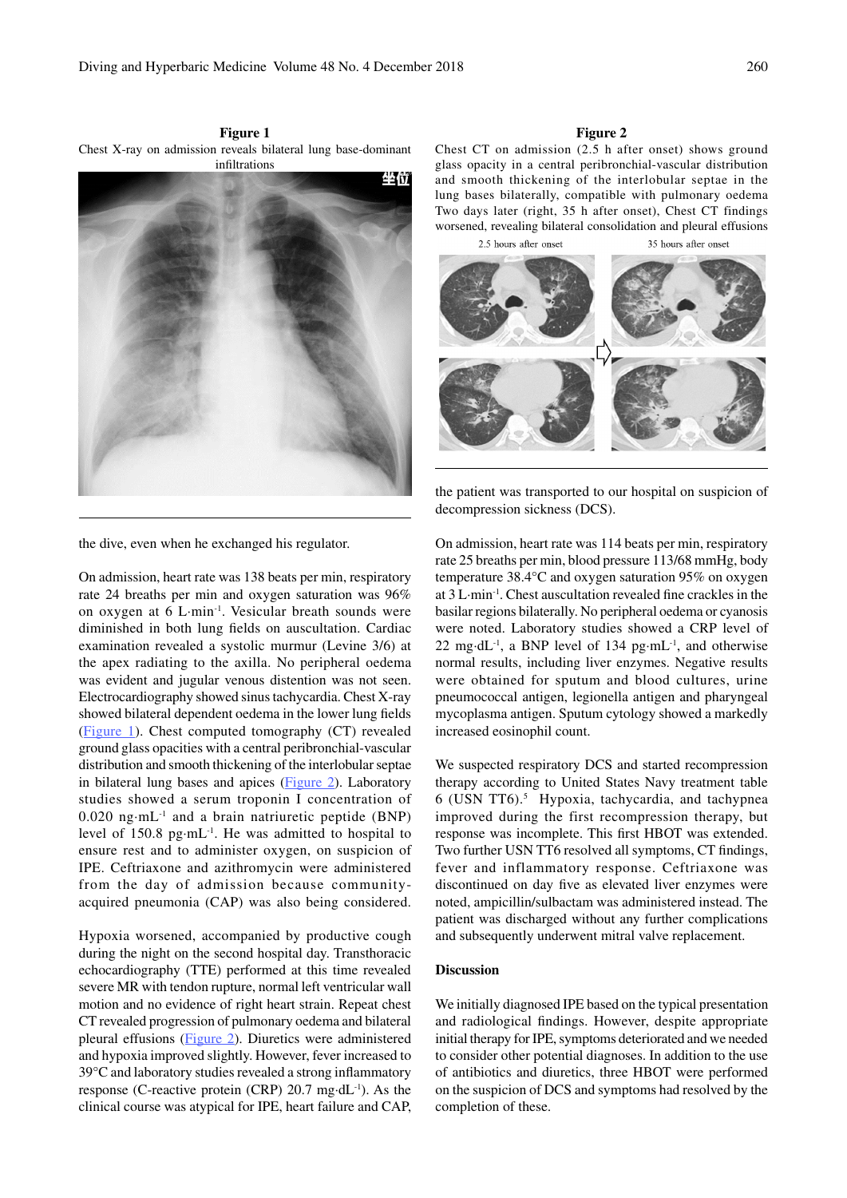**Figure 1**
Chest X-ray on admission reveals bilateral lung base-dominant infiltrations

**Figure 2**
Chest CT on admission (2.5 h after onset) shows ground glass opacity in a central peribronchial-vascular distribution and smooth thickening of the interlobular septae in the lung bases bilaterally, compatible with pulmonary oedema Two days later (right, 35 h after onset), Chest CT findings worsened, revealing bilateral consolidation and pleural effusions

the dive, even when he exchanged his regulator.

On admission, heart rate was 138 beats per min, respiratory rate 24 breaths per min and oxygen saturation was 96% on oxygen at 6 L·min$^{-1}$. Vesicular breath sounds were diminished in both lung fields on auscultation. Cardiac examination revealed a systolic murmur (Levine 3/6) at the apex radiating to the axilla. No peripheral oedema was evident and jugular venous distention was not seen. Electrocardiography showed sinus tachycardia. Chest X-ray showed bilateral dependent oedema in the lower lung fields (Figure 1). Chest computed tomography (CT) revealed ground glass opacities with a central peribronchial-vascular distribution and smooth thickening of the interlobular septae in bilateral lung bases and apices (Figure 2). Laboratory studies showed a serum troponin I concentration of 0.020 ng·mL$^{-1}$ and a brain natriuretic peptide (BNP) level of 150.8 pg·mL$^{-1}$. He was admitted to hospital to ensure rest and to administer oxygen, on suspicion of IPE. Ceftriaxone and azithromycin were administered from the day of admission because community-acquired pneumonia (CAP) was also being considered.

Hypoxia worsened, accompanied by productive cough during the night on the second hospital day. Transthoracic echocardiography (TTE) performed at this time revealed severe MR with tendon rupture, normal left ventricular wall motion and no evidence of right heart strain. Repeat chest CT revealed progression of pulmonary oedema and bilateral pleural effusions (Figure 2). Diuretics were administered and hypoxia improved slightly. However, fever increased to 39°C and laboratory studies revealed a strong inflammatory response (C-reactive protein (CRP) 20.7 mg·dL$^{-1}$). As the clinical course was atypical for IPE, heart failure and CAP, the patient was transported to our hospital on suspicion of decompression sickness (DCS).

On admission, heart rate was 114 beats per min, respiratory rate 25 breaths per min, blood pressure 113/68 mmHg, body temperature 38.4°C and oxygen saturation 95% on oxygen at 3 L·min$^{-1}$. Chest auscultation revealed fine crackles in the basilar regions bilaterally. No peripheral oedema or cyanosis were noted. Laboratory studies showed a CRP level of 22 mg·dL$^{-1}$, a BNP level of 134 pg·mL$^{-1}$, and otherwise normal results, including liver enzymes. Negative results were obtained for sputum and blood cultures, urine pneumococcal antigen, legionella antigen and pharyngeal mycoplasma antigen. Sputum cytology showed a markedly increased eosinophil count.

We suspected respiratory DCS and started recompression therapy according to United States Navy treatment table 6 (USN TT6).[5] Hypoxia, tachycardia, and tachypnea improved during the first recompression therapy, but response was incomplete. This first HBOT was extended. Two further USN TT6 resolved all symptoms, CT findings, fever and inflammatory response. Ceftriaxone was discontinued on day five as elevated liver enzymes were noted, ampicillin/sulbactam was administered instead. The patient was discharged without any further complications and subsequently underwent mitral valve replacement.

## Discussion

We initially diagnosed IPE based on the typical presentation and radiological findings. However, despite appropriate initial therapy for IPE, symptoms deteriorated and we needed to consider other potential diagnoses. In addition to the use of antibiotics and diuretics, three HBOT were performed on the suspicion of DCS and symptoms had resolved by the completion of these.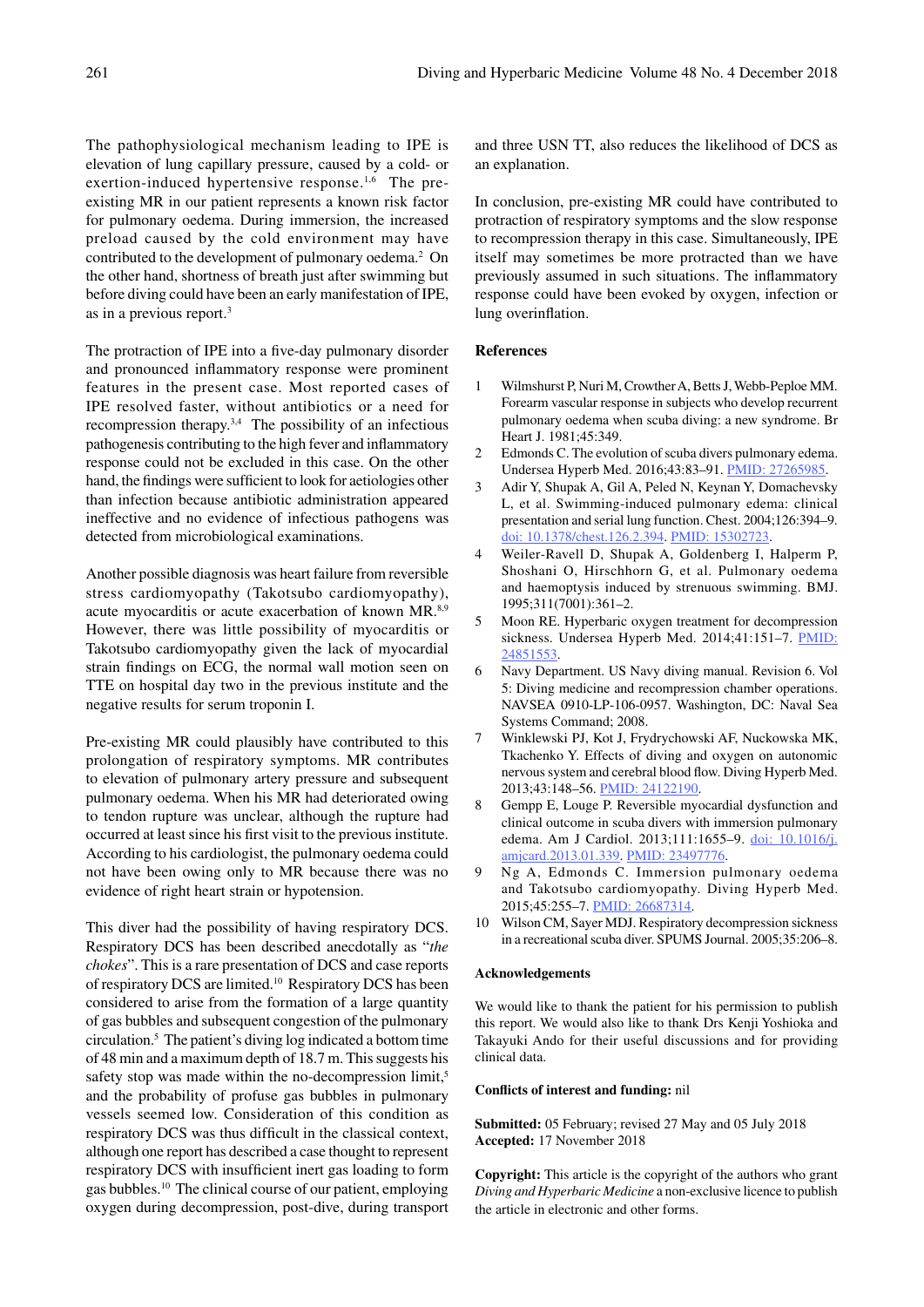The pathophysiological mechanism leading to IPE is elevation of lung capillary pressure, caused by a cold- or exertion-induced hypertensive response.[1,6] The pre-existing MR in our patient represents a known risk factor for pulmonary oedema. During immersion, the increased preload caused by the cold environment may have contributed to the development of pulmonary oedema.[2] On the other hand, shortness of breath just after swimming but before diving could have been an early manifestation of IPE, as in a previous report.[3]

The protraction of IPE into a five-day pulmonary disorder and pronounced inflammatory response were prominent features in the present case. Most reported cases of IPE resolved faster, without antibiotics or a need for recompression therapy.[3,4] The possibility of an infectious pathogenesis contributing to the high fever and inflammatory response could not be excluded in this case. On the other hand, the findings were sufficient to look for aetiologies other than infection because antibiotic administration appeared ineffective and no evidence of infectious pathogens was detected from microbiological examinations.

Another possible diagnosis was heart failure from reversible stress cardiomyopathy (Takotsubo cardiomyopathy), acute myocarditis or acute exacerbation of known MR.[8,9] However, there was little possibility of myocarditis or Takotsubo cardiomyopathy given the lack of myocardial strain findings on ECG, the normal wall motion seen on TTE on hospital day two in the previous institute and the negative results for serum troponin I.

Pre-existing MR could plausibly have contributed to this prolongation of respiratory symptoms. MR contributes to elevation of pulmonary artery pressure and subsequent pulmonary oedema. When his MR had deteriorated owing to tendon rupture was unclear, although the rupture had occurred at least since his first visit to the previous institute. According to his cardiologist, the pulmonary oedema could not have been owing only to MR because there was no evidence of right heart strain or hypotension.

This diver had the possibility of having respiratory DCS. Respiratory DCS has been described anecdotally as "*the chokes*". This is a rare presentation of DCS and case reports of respiratory DCS are limited.[10] Respiratory DCS has been considered to arise from the formation of a large quantity of gas bubbles and subsequent congestion of the pulmonary circulation.[5] The patient's diving log indicated a bottom time of 48 min and a maximum depth of 18.7 m. This suggests his safety stop was made within the no-decompression limit,[5] and the probability of profuse gas bubbles in pulmonary vessels seemed low. Consideration of this condition as respiratory DCS was thus difficult in the classical context, although one report has described a case thought to represent respiratory DCS with insufficient inert gas loading to form gas bubbles.[10] The clinical course of our patient, employing oxygen during decompression, post-dive, during transport and three USN TT, also reduces the likelihood of DCS as an explanation.

In conclusion, pre-existing MR could have contributed to protraction of respiratory symptoms and the slow response to recompression therapy in this case. Simultaneously, IPE itself may sometimes be more protracted than we have previously assumed in such situations. The inflammatory response could have been evoked by oxygen, infection or lung overinflation.

## References

1. Wilmshurst P, Nuri M, Crowther A, Betts J, Webb-Peploe MM. Forearm vascular response in subjects who develop recurrent pulmonary oedema when scuba diving: a new syndrome. Br Heart J. 1981;45:349.
2. Edmonds C. The evolution of scuba divers pulmonary edema. Undersea Hyperb Med. 2016;43:83–91. PMID: 27265985.
3. Adir Y, Shupak A, Gil A, Peled N, Keynan Y, Domachevsky L, et al. Swimming-induced pulmonary edema: clinical presentation and serial lung function. Chest. 2004;126:394–9. doi: 10.1378/chest.126.2.394. PMID: 15302723.
4. Weiler-Ravell D, Shupak A, Goldenberg I, Halperm P, Shoshani O, Hirschhorn G, et al. Pulmonary oedema and haemoptysis induced by strenuous swimming. BMJ. 1995;311(7001):361–2.
5. Moon RE. Hyperbaric oxygen treatment for decompression sickness. Undersea Hyperb Med. 2014;41:151–7. PMID: 24851553.
6. Navy Department. US Navy diving manual. Revision 6. Vol 5: Diving medicine and recompression chamber operations. NAVSEA 0910-LP-106-0957. Washington, DC: Naval Sea Systems Command; 2008.
7. Winklewski PJ, Kot J, Frydrychowski AF, Nuckowska MK, Tkachenko Y. Effects of diving and oxygen on autonomic nervous system and cerebral blood flow. Diving Hyperb Med. 2013;43:148–56. PMID: 24122190.
8. Gempp E, Louge P. Reversible myocardial dysfunction and clinical outcome in scuba divers with immersion pulmonary edema. Am J Cardiol. 2013;111:1655–9. doi: 10.1016/j.amjcard.2013.01.339. PMID: 23497776.
9. Ng A, Edmonds C. Immersion pulmonary oedema and Takotsubo cardiomyopathy. Diving Hyperb Med. 2015;45:255–7. PMID: 26687314.
10. Wilson CM, Sayer MDJ. Respiratory decompression sickness in a recreational scuba diver. SPUMS Journal. 2005;35:206–8.

### Acknowledgements

We would like to thank the patient for his permission to publish this report. We would also like to thank Drs Kenji Yoshioka and Takayuki Ando for their useful discussions and for providing clinical data.

**Conflicts of interest and funding:** nil

**Submitted:** 05 February; revised 27 May and 05 July 2018
**Accepted:** 17 November 2018

**Copyright:** This article is the copyright of the authors who grant *Diving and Hyperbaric Medicine* a non-exclusive licence to publish the article in electronic and other forms.